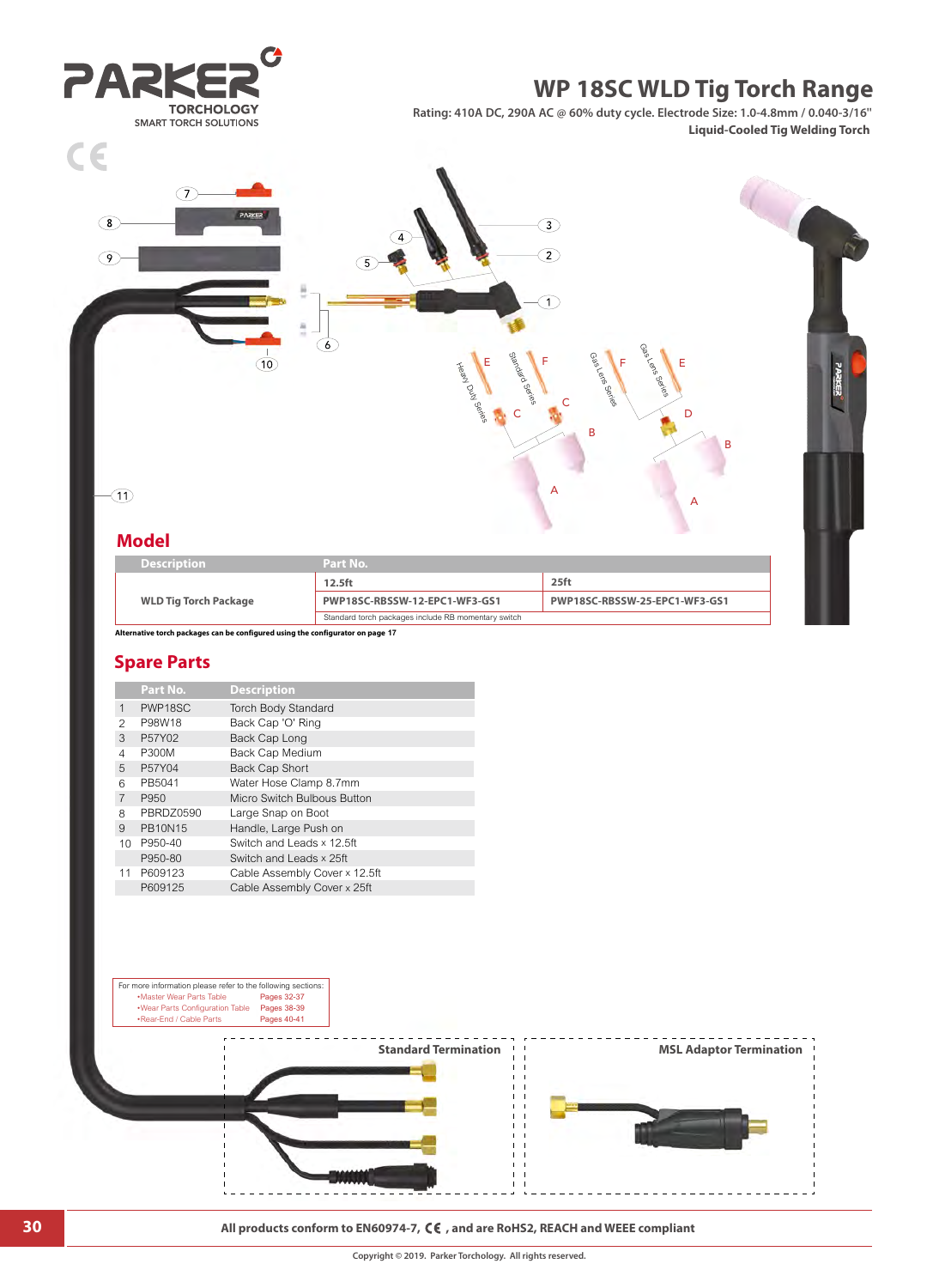PARKER TORCHOLOGY
SMART TORCH SOLUTIONS

# WP 18SC WLD Tig Torch Range

Rating: 410A DC, 290A AC @ 60% duty cycle. Electrode Size: 1.0-4.8mm / 0.040-3/16"
**Liquid-Cooled Tig Welding Torch**

## Model

| Description | Part No. | |
|---|---|---|
| | 12.5ft | 25ft |
| WLD Tig Torch Package | PWP18SC-RBSSW-12-EPC1-WF3-GS1 | PWP18SC-RBSSW-25-EPC1-WF3-GS1 |
| | Standard torch packages include RB momentary switch | |

**Alternative torch packages can be configured using the configurator on page 17**

## Spare Parts

| | Part No. | Description |
|---|---|---|
| 1 | PWP18SC | Torch Body Standard |
| 2 | P98W18 | Back Cap 'O' Ring |
| 3 | P57Y02 | Back Cap Long |
| 4 | P300M | Back Cap Medium |
| 5 | P57Y04 | Back Cap Short |
| 6 | PB5041 | Water Hose Clamp 8.7mm |
| 7 | P950 | Micro Switch Bulbous Button |
| 8 | PBRDZ0590 | Large Snap on Boot |
| 9 | PB10N15 | Handle, Large Push on |
| 10 | P950-40 | Switch and Leads x 12.5ft |
| | P950-80 | Switch and Leads x 25ft |
| 11 | P609123 | Cable Assembly Cover x 12.5ft |
| | P609125 | Cable Assembly Cover x 25ft |

For more information please refer to the following sections:
- Master Wear Parts Table — Pages 32-37
- Wear Parts Configuration Table — Pages 38-39
- Rear-End / Cable Parts — Pages 40-41

Heavy Duty Series, Standard Series, Gas Lens Series, Gas Lens Series

**Standard Termination** | **MSL Adaptor Termination**

**All products conform to EN60974-7, CE, and are RoHS2, REACH and WEEE compliant**

Copyright © 2019. Parker Torchology. All rights reserved.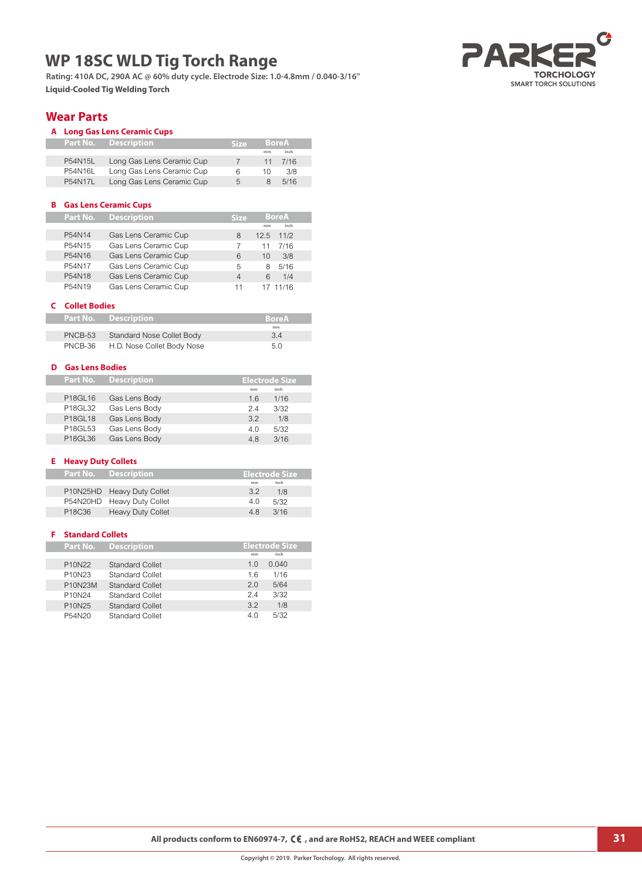# WP 18SC WLD Tig Torch Range

**Rating: 410A DC, 290A AC @ 60% duty cycle. Electrode Size: 1.0-4.8mm / 0.040-3/16"**
**Liquid-Cooled Tig Welding Torch**

PARKER TORCHOLOGY SMART TORCH SOLUTIONS

## Wear Parts

### A Long Gas Lens Ceramic Cups

| Part No. | Description | Size | BoreA mm | BoreA inch |
|---|---|---|---|---|
| P54N15L | Long Gas Lens Ceramic Cup | 7 | 11 | 7/16 |
| P54N16L | Long Gas Lens Ceramic Cup | 6 | 10 | 3/8 |
| P54N17L | Long Gas Lens Ceramic Cup | 5 | 8 | 5/16 |

### B Gas Lens Ceramic Cups

| Part No. | Description | Size | BoreA mm | BoreA inch |
|---|---|---|---|---|
| P54N14 | Gas Lens Ceramic Cup | 8 | 12.5 | 11/2 |
| P54N15 | Gas Lens Ceramic Cup | 7 | 11 | 7/16 |
| P54N16 | Gas Lens Ceramic Cup | 6 | 10 | 3/8 |
| P54N17 | Gas Lens Ceramic Cup | 5 | 8 | 5/16 |
| P54N18 | Gas Lens Ceramic Cup | 4 | 6 | 1/4 |
| P54N19 | Gas Lens Ceramic Cup | 11 | 17 | 11/16 |

### C Collet Bodies

| Part No. | Description | BoreA mm |
|---|---|---|
| PNCB-53 | Standard Nose Collet Body | 3.4 |
| PNCB-36 | H.D. Nose Collet Body Nose | 5.0 |

### D Gas Lens Bodies

| Part No. | Description | Electrode Size mm | Electrode Size inch |
|---|---|---|---|
| P18GL16 | Gas Lens Body | 1.6 | 1/16 |
| P18GL32 | Gas Lens Body | 2.4 | 3/32 |
| P18GL18 | Gas Lens Body | 3.2 | 1/8 |
| P18GL53 | Gas Lens Body | 4.0 | 5/32 |
| P18GL36 | Gas Lens Body | 4.8 | 3/16 |

### E Heavy Duty Collets

| Part No. | Description | Electrode Size mm | Electrode Size inch |
|---|---|---|---|
| P10N25HD | Heavy Duty Collet | 3.2 | 1/8 |
| P54N20HD | Heavy Duty Collet | 4.0 | 5/32 |
| P18C36 | Heavy Duty Collet | 4.8 | 3/16 |

### F Standard Collets

| Part No. | Description | Electrode Size mm | Electrode Size inch |
|---|---|---|---|
| P10N22 | Standard Collet | 1.0 | 0.040 |
| P10N23 | Standard Collet | 1.6 | 1/16 |
| P10N23M | Standard Collet | 2.0 | 5/64 |
| P10N24 | Standard Collet | 2.4 | 3/32 |
| P10N25 | Standard Collet | 3.2 | 1/8 |
| P54N20 | Standard Collet | 4.0 | 5/32 |

**All products conform to EN60974-7, CE, and are RoHS2, REACH and WEEE compliant**

Copyright © 2019. Parker Torchology. All rights reserved.